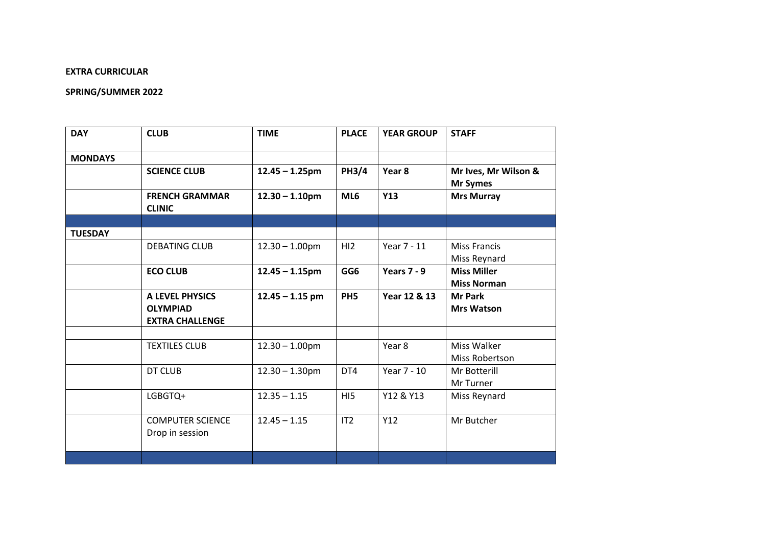**EXTRA CURRICULAR**

**SPRING/SUMMER 2022**

| DAY | CLUB | TIME | PLACE | YEAR GROUP | STAFF |
|---|---|---|---|---|---|
| **MONDAYS** | | | | | |
| | **SCIENCE CLUB** | **12.45 – 1.25pm** | **PH3/4** | **Year 8** | **Mr Ives, Mr Wilson & Mr Symes** |
| | **FRENCH GRAMMAR CLINIC** | **12.30 – 1.10pm** | **ML6** | **Y13** | **Mrs Murray** |
| | | | | | |
| **TUESDAY** | | | | | |
| | DEBATING CLUB | 12.30 – 1.00pm | HI2 | Year 7 - 11 | Miss Francis Miss Reynard |
| | **ECO CLUB** | **12.45 – 1.15pm** | **GG6** | **Years 7 - 9** | **Miss Miller Miss Norman** |
| | **A LEVEL PHYSICS OLYMPIAD EXTRA CHALLENGE** | **12.45 – 1.15 pm** | **PH5** | **Year 12 & 13** | **Mr Park Mrs Watson** |
| | | | | | |
| | TEXTILES CLUB | 12.30 – 1.00pm | | Year 8 | Miss Walker Miss Robertson |
| | DT CLUB | 12.30 – 1.30pm | DT4 | Year 7 - 10 | Mr Botterill Mr Turner |
| | LGBGTQ+ | 12.35 – 1.15 | HI5 | Y12 & Y13 | Miss Reynard |
| | COMPUTER SCIENCE Drop in session | 12.45 – 1.15 | IT2 | Y12 | Mr Butcher |
| | | | | | |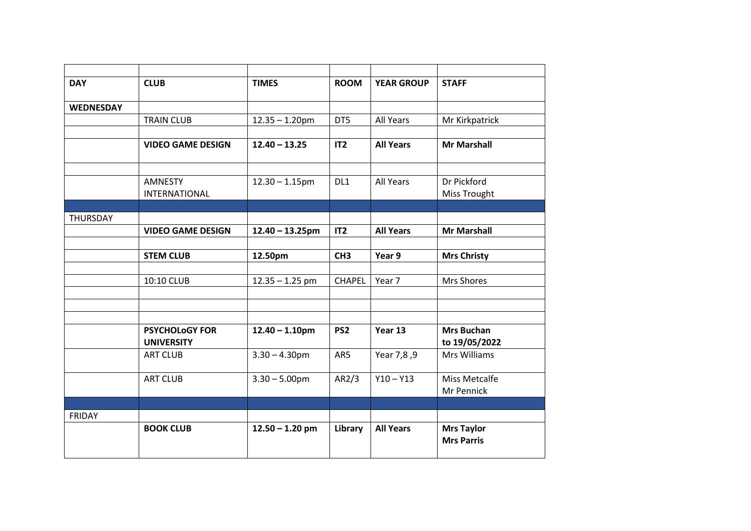| | | | | | |
|---|---|---|---|---|---|
| **DAY** | **CLUB** | **TIMES** | **ROOM** | **YEAR GROUP** | **STAFF** |
| **WEDNESDAY** | | | | | |
| | TRAIN CLUB | 12.35 – 1.20pm | DT5 | All Years | Mr Kirkpatrick |
| | | | | | |
| | **VIDEO GAME DESIGN** | **12.40 – 13.25** | **IT2** | **All Years** | **Mr Marshall** |
| | | | | | |
| | AMNESTY INTERNATIONAL | 12.30 – 1.15pm | DL1 | All Years | Dr Pickford Miss Trought |
| | | | | | |
| THURSDAY | | | | | |
| | **VIDEO GAME DESIGN** | **12.40 – 13.25pm** | **IT2** | **All Years** | **Mr Marshall** |
| | | | | | |
| | **STEM CLUB** | **12.50pm** | **CH3** | **Year 9** | **Mrs Christy** |
| | | | | | |
| | 10:10 CLUB | 12.35 – 1.25 pm | CHAPEL | Year 7 | Mrs Shores |
| | | | | | |
| | | | | | |
| | | | | | |
| | **PSYCHOLoGY FOR UNIVERSITY** | **12.40 – 1.10pm** | **PS2** | **Year 13** | **Mrs Buchan to 19/05/2022** |
| | ART CLUB | 3.30 – 4.30pm | AR5 | Year 7,8 ,9 | Mrs Williams |
| | ART CLUB | 3.30 – 5.00pm | AR2/3 | Y10 – Y13 | Miss Metcalfe Mr Pennick |
| | | | | | |
| FRIDAY | | | | | |
| | **BOOK CLUB** | **12.50 – 1.20 pm** | **Library** | **All Years** | **Mrs Taylor Mrs Parris** |